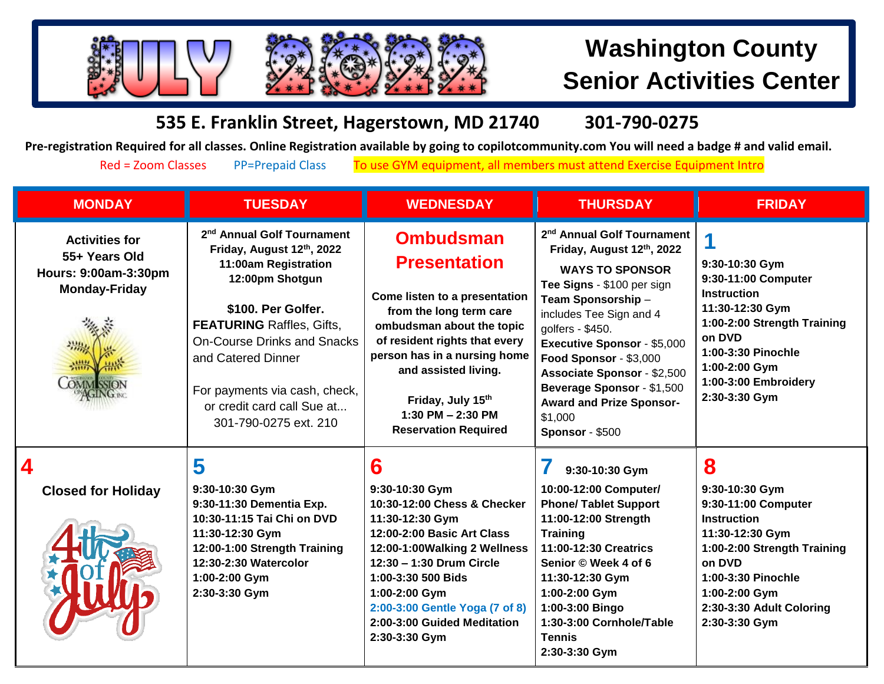# JULY 2022

# Washington County Senior Activities Center

**535 E. Franklin Street, Hagerstown, MD 21740 301-790-0275**

**Pre-registration Required for all classes. Online Registration available by going to copilotcommunity.com You will need a badge # and valid email.**

Red = Zoom Classes PP=Prepaid Class To use GYM equipment, all members must attend Exercise Equipment Intro

| MONDAY | TUESDAY | WEDNESDAY | THURSDAY | FRIDAY |
|---|---|---|---|---|
| **Activities for 55+ Years Old Hours: 9:00am-3:30pm Monday-Friday** | **2nd Annual Golf Tournament Friday, August 12th, 2022 11:00am Registration 12:00pm Shotgun** <br><br> **$100. Per Golfer.** **FEATURING** Raffles, Gifts, On-Course Drinks and Snacks and Catered Dinner <br><br> For payments via cash, check, or credit card call Sue at... 301-790-0275 ext. 210 | **Ombudsman Presentation** <br><br> **Come listen to a presentation from the long term care ombudsman about the topic of resident rights that every person has in a nursing home and assisted living.** <br><br> **Friday, July 15th 1:30 PM – 2:30 PM Reservation Required** | **2nd Annual Golf Tournament Friday, August 12th, 2022** <br><br> **WAYS TO SPONSOR** <br> **Tee Signs** - $100 per sign <br> **Team Sponsorship** – includes Tee Sign and 4 golfers - $450. <br> **Executive Sponsor** - $5,000 <br> **Food Sponsor** - $3,000 <br> **Associate Sponsor** - $2,500 <br> **Beverage Sponsor** - $1,500 <br> **Award and Prize Sponsor**- $1,000 <br> **Sponsor** - $500 | **1** <br> 9:30-10:30 Gym <br> 9:30-11:00 Computer Instruction <br> 11:30-12:30 Gym <br> 1:00-2:00 Strength Training on DVD <br> 1:00-3:30 Pinochle <br> 1:00-2:00 Gym <br> 1:00-3:00 Embroidery <br> 2:30-3:30 Gym |
| **4** <br> **Closed for Holiday** | **5** <br> 9:30-10:30 Gym <br> 9:30-11:30 Dementia Exp. <br> 10:30-11:15 Tai Chi on DVD <br> 11:30-12:30 Gym <br> 12:00-1:00 Strength Training <br> 12:30-2:30 Watercolor <br> 1:00-2:00 Gym <br> 2:30-3:30 Gym | **6** <br> 9:30-10:30 Gym <br> 10:30-12:00 Chess & Checker <br> 11:30-12:30 Gym <br> 12:00-2:00 Basic Art Class <br> 12:00-1:00Walking 2 Wellness <br> 12:30 – 1:30 Drum Circle <br> 1:00-3:30 500 Bids <br> 1:00-2:00 Gym <br> 2:00-3:00 Gentle Yoga (7 of 8) <br> 2:00-3:00 Guided Meditation <br> 2:30-3:30 Gym | **7** 9:30-10:30 Gym <br> 10:00-12:00 Computer/ Phone/ Tablet Support <br> 11:00-12:00 Strength Training <br> 11:00-12:30 Creatrics Senior © Week 4 of 6 <br> 11:30-12:30 Gym <br> 1:00-2:00 Gym <br> 1:00-3:00 Bingo <br> 1:30-3:00 Cornhole/Table Tennis <br> 2:30-3:30 Gym | **8** <br> 9:30-10:30 Gym <br> 9:30-11:00 Computer Instruction <br> 11:30-12:30 Gym <br> 1:00-2:00 Strength Training on DVD <br> 1:00-3:30 Pinochle <br> 1:00-2:00 Gym <br> 2:30-3:30 Adult Coloring <br> 2:30-3:30 Gym |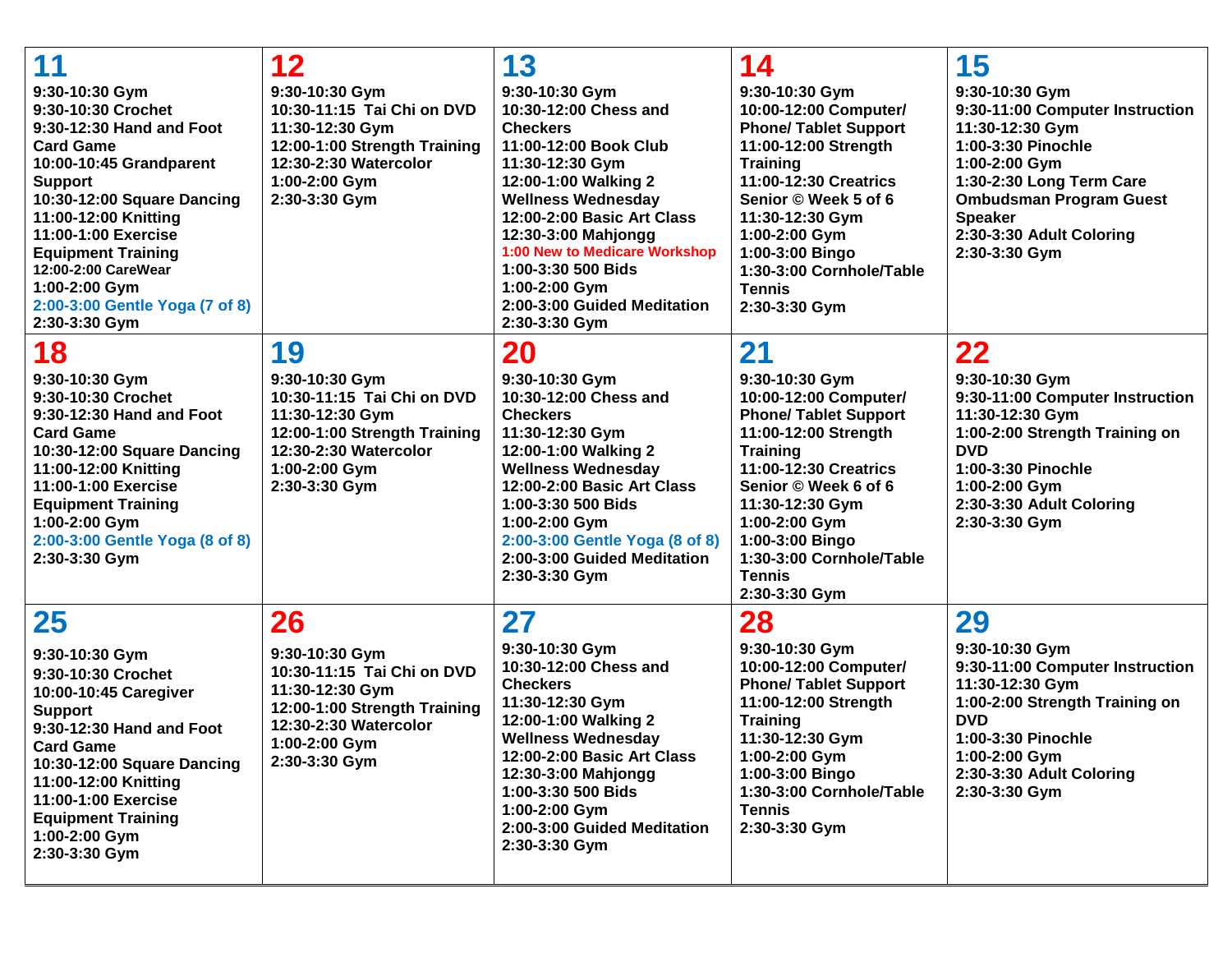| | | | | |
|---|---|---|---|---|
| **11**<br>9:30-10:30 Gym<br>9:30-10:30 Crochet<br>9:30-12:30 Hand and Foot Card Game<br>10:00-10:45 Grandparent Support<br>10:30-12:00 Square Dancing<br>11:00-12:00 Knitting<br>11:00-1:00 Exercise Equipment Training<br>12:00-2:00 CareWear<br>1:00-2:00 Gym<br>2:00-3:00 Gentle Yoga (7 of 8)<br>2:30-3:30 Gym | **12**<br>9:30-10:30 Gym<br>10:30-11:15 Tai Chi on DVD<br>11:30-12:30 Gym<br>12:00-1:00 Strength Training<br>12:30-2:30 Watercolor<br>1:00-2:00 Gym<br>2:30-3:30 Gym | **13**<br>9:30-10:30 Gym<br>10:30-12:00 Chess and Checkers<br>11:00-12:00 Book Club<br>11:30-12:30 Gym<br>12:00-1:00 Walking 2 Wellness Wednesday<br>12:00-2:00 Basic Art Class<br>12:30-3:00 Mahjongg<br>1:00 New to Medicare Workshop<br>1:00-3:30 500 Bids<br>1:00-2:00 Gym<br>2:00-3:00 Guided Meditation<br>2:30-3:30 Gym | **14**<br>9:30-10:30 Gym<br>10:00-12:00 Computer/ Phone/ Tablet Support<br>11:00-12:00 Strength Training<br>11:00-12:30 Creatrics Senior © Week 5 of 6<br>11:30-12:30 Gym<br>1:00-2:00 Gym<br>1:00-3:00 Bingo<br>1:30-3:00 Cornhole/Table Tennis<br>2:30-3:30 Gym | **15**<br>9:30-10:30 Gym<br>9:30-11:00 Computer Instruction<br>11:30-12:30 Gym<br>1:00-3:30 Pinochle<br>1:00-2:00 Gym<br>1:30-2:30 Long Term Care Ombudsman Program Guest Speaker<br>2:30-3:30 Adult Coloring<br>2:30-3:30 Gym |
| **18**<br>9:30-10:30 Gym<br>9:30-10:30 Crochet<br>9:30-12:30 Hand and Foot Card Game<br>10:30-12:00 Square Dancing<br>11:00-12:00 Knitting<br>11:00-1:00 Exercise Equipment Training<br>1:00-2:00 Gym<br>2:00-3:00 Gentle Yoga (8 of 8)<br>2:30-3:30 Gym | **19**<br>9:30-10:30 Gym<br>10:30-11:15 Tai Chi on DVD<br>11:30-12:30 Gym<br>12:00-1:00 Strength Training<br>12:30-2:30 Watercolor<br>1:00-2:00 Gym<br>2:30-3:30 Gym | **20**<br>9:30-10:30 Gym<br>10:30-12:00 Chess and Checkers<br>11:30-12:30 Gym<br>12:00-1:00 Walking 2 Wellness Wednesday<br>12:00-2:00 Basic Art Class<br>1:00-3:30 500 Bids<br>1:00-2:00 Gym<br>2:00-3:00 Gentle Yoga (8 of 8)<br>2:00-3:00 Guided Meditation<br>2:30-3:30 Gym | **21**<br>9:30-10:30 Gym<br>10:00-12:00 Computer/ Phone/ Tablet Support<br>11:00-12:00 Strength Training<br>11:00-12:30 Creatrics Senior © Week 6 of 6<br>11:30-12:30 Gym<br>1:00-2:00 Gym<br>1:00-3:00 Bingo<br>1:30-3:00 Cornhole/Table Tennis<br>2:30-3:30 Gym | **22**<br>9:30-10:30 Gym<br>9:30-11:00 Computer Instruction<br>11:30-12:30 Gym<br>1:00-2:00 Strength Training on DVD<br>1:00-3:30 Pinochle<br>1:00-2:00 Gym<br>2:30-3:30 Adult Coloring<br>2:30-3:30 Gym |
| **25**<br>9:30-10:30 Gym<br>9:30-10:30 Crochet<br>10:00-10:45 Caregiver Support<br>9:30-12:30 Hand and Foot Card Game<br>10:30-12:00 Square Dancing<br>11:00-12:00 Knitting<br>11:00-1:00 Exercise Equipment Training<br>1:00-2:00 Gym<br>2:30-3:30 Gym | **26**<br>9:30-10:30 Gym<br>10:30-11:15 Tai Chi on DVD<br>11:30-12:30 Gym<br>12:00-1:00 Strength Training<br>12:30-2:30 Watercolor<br>1:00-2:00 Gym<br>2:30-3:30 Gym | **27**<br>9:30-10:30 Gym<br>10:30-12:00 Chess and Checkers<br>11:30-12:30 Gym<br>12:00-1:00 Walking 2 Wellness Wednesday<br>12:00-2:00 Basic Art Class<br>12:30-3:00 Mahjongg<br>1:00-3:30 500 Bids<br>1:00-2:00 Gym<br>2:00-3:00 Guided Meditation<br>2:30-3:30 Gym | **28**<br>9:30-10:30 Gym<br>10:00-12:00 Computer/ Phone/ Tablet Support<br>11:00-12:00 Strength Training<br>11:30-12:30 Gym<br>1:00-2:00 Gym<br>1:00-3:00 Bingo<br>1:30-3:00 Cornhole/Table Tennis<br>2:30-3:30 Gym | **29**<br>9:30-10:30 Gym<br>9:30-11:00 Computer Instruction<br>11:30-12:30 Gym<br>1:00-2:00 Strength Training on DVD<br>1:00-3:30 Pinochle<br>1:00-2:00 Gym<br>2:30-3:30 Adult Coloring<br>2:30-3:30 Gym |